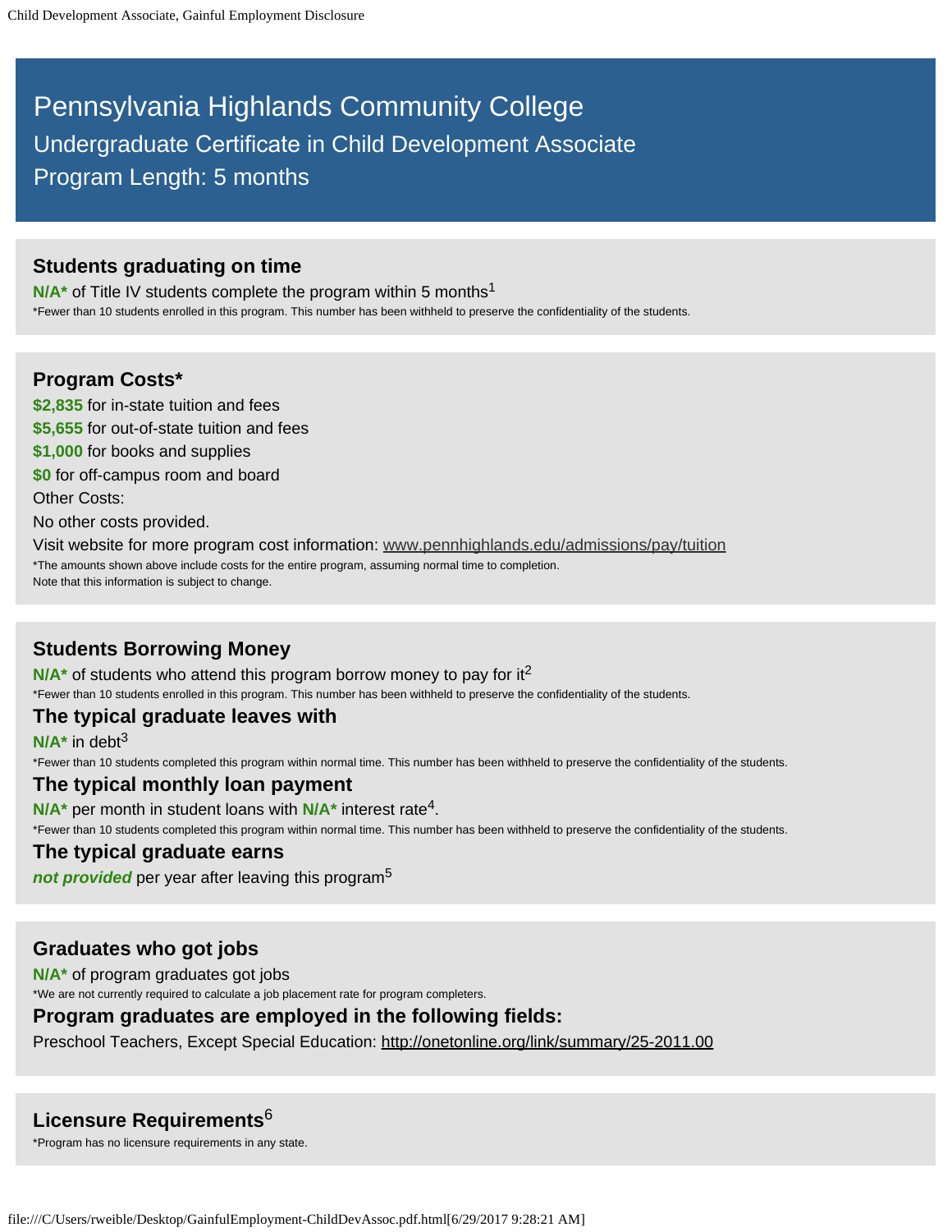# Pennsylvania Highlands Community College

## Undergraduate Certificate in Child Development Associate

## Program Length: 5 months

### Students graduating on time

**N/A*** of Title IV students complete the program within 5 months[1]

*Fewer than 10 students enrolled in this program. This number has been withheld to preserve the confidentiality of the students.

### Program Costs*

**$2,835** for in-state tuition and fees

**$5,655** for out-of-state tuition and fees

**$1,000** for books and supplies

**$0** for off-campus room and board

Other Costs:

No other costs provided.

Visit website for more program cost information: www.pennhighlands.edu/admissions/pay/tuition

*The amounts shown above include costs for the entire program, assuming normal time to completion.
Note that this information is subject to change.

### Students Borrowing Money

**N/A*** of students who attend this program borrow money to pay for it[2]

*Fewer than 10 students enrolled in this program. This number has been withheld to preserve the confidentiality of the students.

### The typical graduate leaves with

**N/A*** in debt[3]

*Fewer than 10 students completed this program within normal time. This number has been withheld to preserve the confidentiality of the students.

### The typical monthly loan payment

**N/A*** per month in student loans with **N/A*** interest rate[4].

*Fewer than 10 students completed this program within normal time. This number has been withheld to preserve the confidentiality of the students.

### The typical graduate earns

***not provided*** per year after leaving this program[5]

### Graduates who got jobs

**N/A*** of program graduates got jobs

*We are not currently required to calculate a job placement rate for program completers.

### Program graduates are employed in the following fields:

Preschool Teachers, Except Special Education: http://onetonline.org/link/summary/25-2011.00

### Licensure Requirements[6]

*Program has no licensure requirements in any state.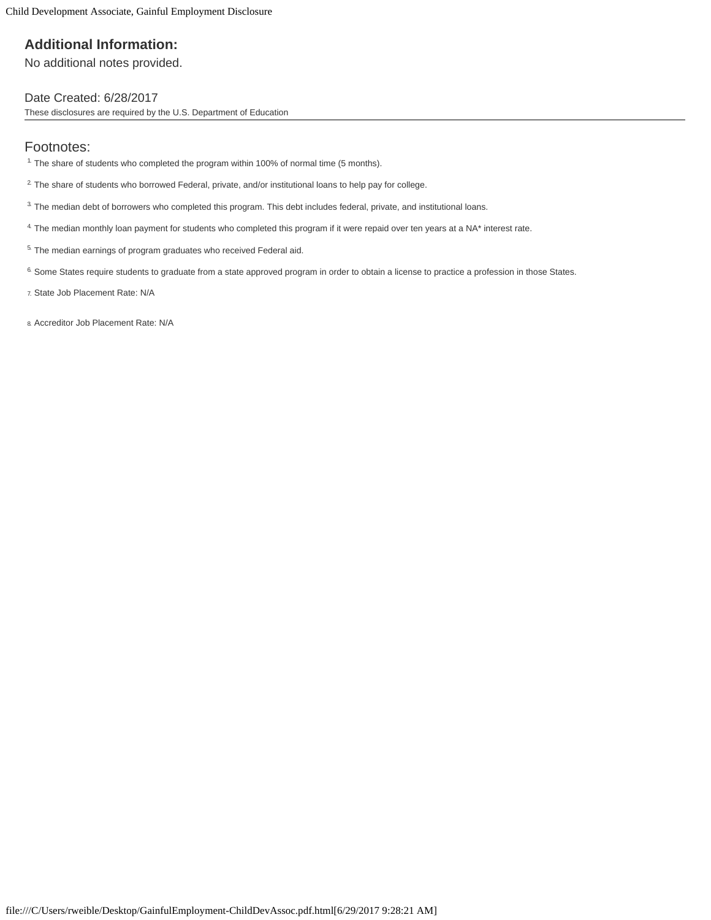## Additional Information:

No additional notes provided.

Date Created: 6/28/2017

These disclosures are required by the U.S. Department of Education

---

## Footnotes:

[1] The share of students who completed the program within 100% of normal time (5 months).

[2] The share of students who borrowed Federal, private, and/or institutional loans to help pay for college.

[3] The median debt of borrowers who completed this program. This debt includes federal, private, and institutional loans.

[4] The median monthly loan payment for students who completed this program if it were repaid over ten years at a NA* interest rate.

[5] The median earnings of program graduates who received Federal aid.

[6] Some States require students to graduate from a state approved program in order to obtain a license to practice a profession in those States.

[7] State Job Placement Rate: N/A

[8] Accreditor Job Placement Rate: N/A